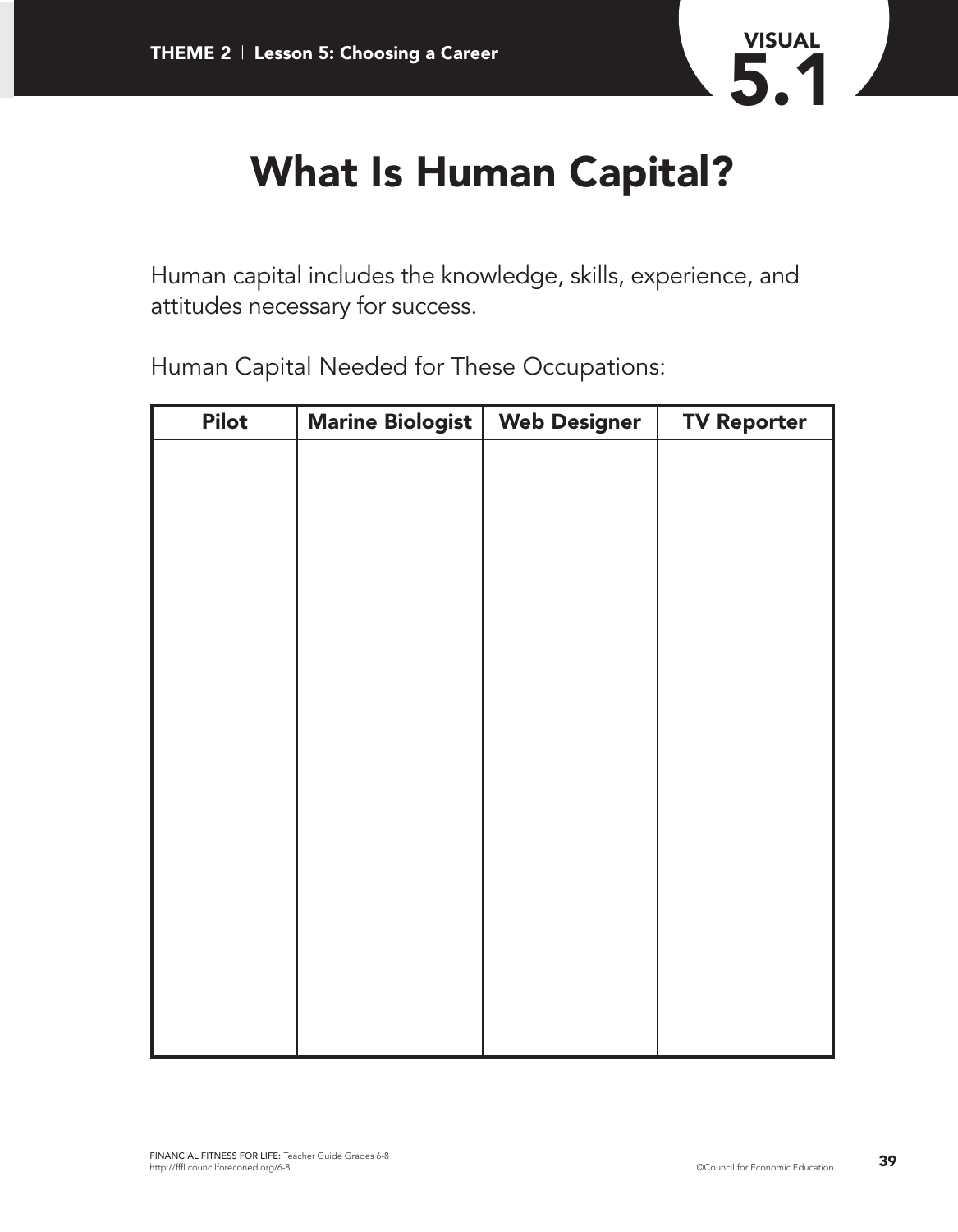VISUAL 5.1

# What Is Human Capital?

Human capital includes the knowledge, skills, experience, and attitudes necessary for success.

Human Capital Needed for These Occupations:

| Pilot | Marine Biologist | Web Designer | TV Reporter |
| --- | --- | --- | --- |
| | | | |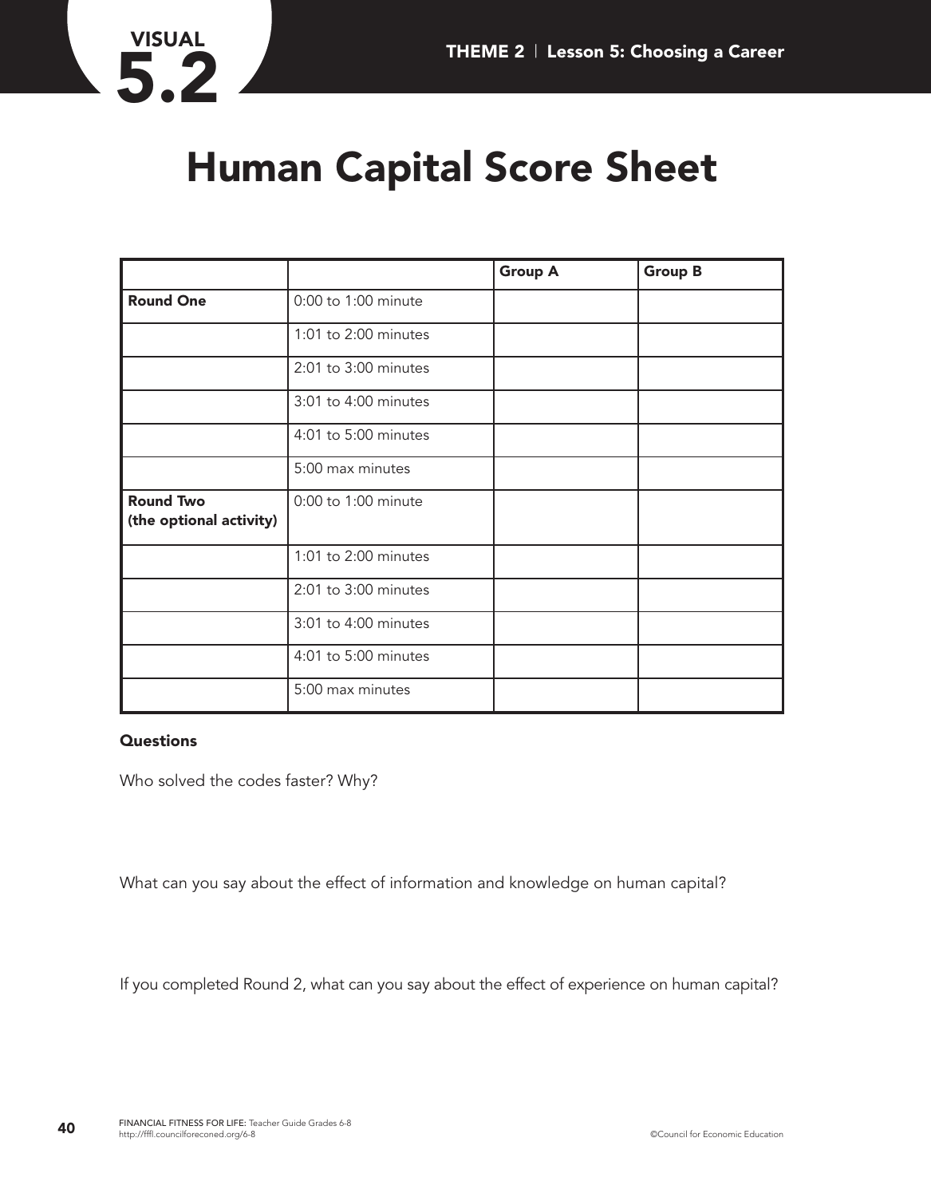VISUAL 5.2

# Human Capital Score Sheet

| | | Group A | Group B |
|---|---|---|---|
| **Round One** | 0:00 to 1:00 minute | | |
| | 1:01 to 2:00 minutes | | |
| | 2:01 to 3:00 minutes | | |
| | 3:01 to 4:00 minutes | | |
| | 4:01 to 5:00 minutes | | |
| | 5:00 max minutes | | |
| **Round Two (the optional activity)** | 0:00 to 1:00 minute | | |
| | 1:01 to 2:00 minutes | | |
| | 2:01 to 3:00 minutes | | |
| | 3:01 to 4:00 minutes | | |
| | 4:01 to 5:00 minutes | | |
| | 5:00 max minutes | | |

**Questions**

Who solved the codes faster? Why?

What can you say about the effect of information and knowledge on human capital?

If you completed Round 2, what can you say about the effect of experience on human capital?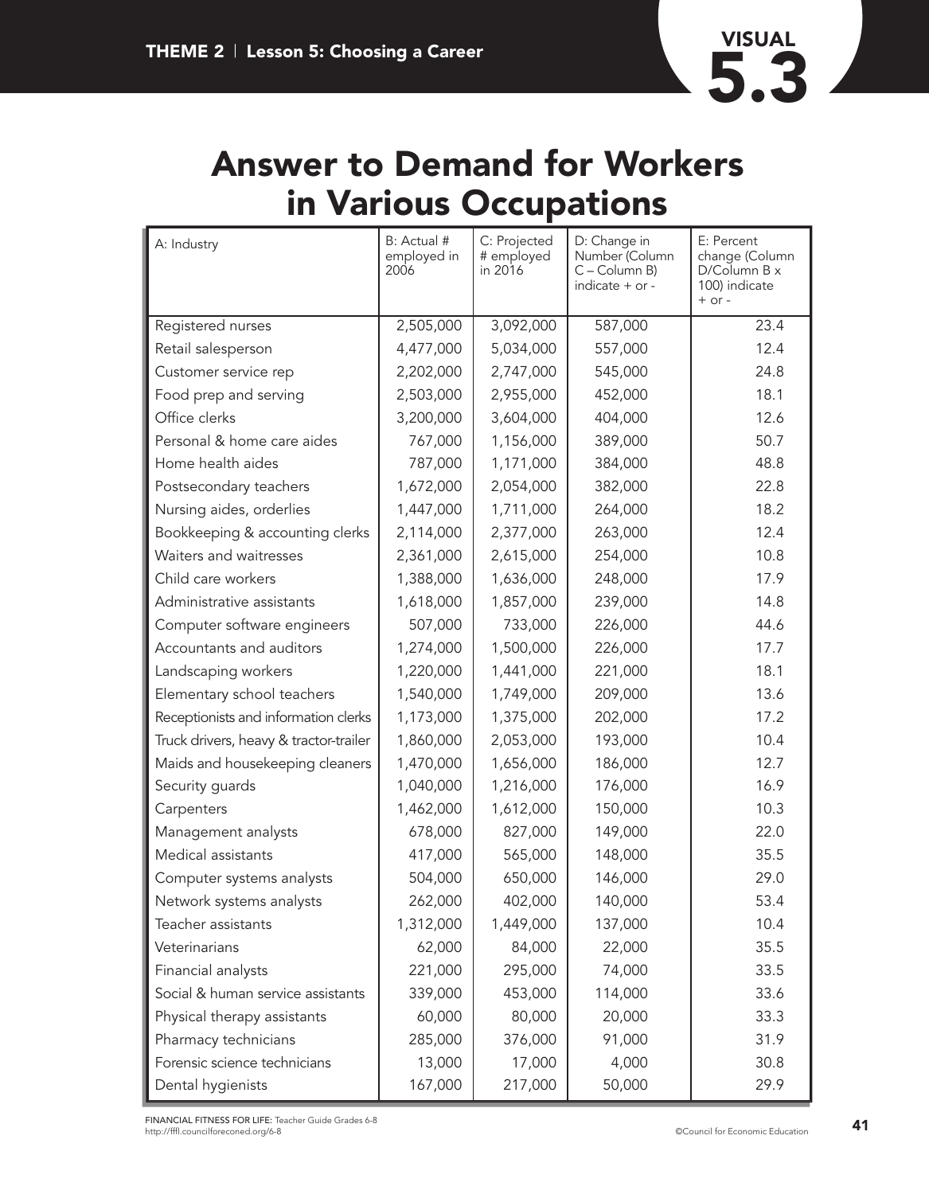VISUAL 5.3

# Answer to Demand for Workers in Various Occupations

| A: Industry | B: Actual # employed in 2006 | C: Projected # employed in 2016 | D: Change in Number (Column C – Column B) indicate + or - | E: Percent change (Column D/Column B x 100) indicate + or - |
|---|---|---|---|---|
| Registered nurses | 2,505,000 | 3,092,000 | 587,000 | 23.4 |
| Retail salesperson | 4,477,000 | 5,034,000 | 557,000 | 12.4 |
| Customer service rep | 2,202,000 | 2,747,000 | 545,000 | 24.8 |
| Food prep and serving | 2,503,000 | 2,955,000 | 452,000 | 18.1 |
| Office clerks | 3,200,000 | 3,604,000 | 404,000 | 12.6 |
| Personal & home care aides | 767,000 | 1,156,000 | 389,000 | 50.7 |
| Home health aides | 787,000 | 1,171,000 | 384,000 | 48.8 |
| Postsecondary teachers | 1,672,000 | 2,054,000 | 382,000 | 22.8 |
| Nursing aides, orderlies | 1,447,000 | 1,711,000 | 264,000 | 18.2 |
| Bookkeeping & accounting clerks | 2,114,000 | 2,377,000 | 263,000 | 12.4 |
| Waiters and waitresses | 2,361,000 | 2,615,000 | 254,000 | 10.8 |
| Child care workers | 1,388,000 | 1,636,000 | 248,000 | 17.9 |
| Administrative assistants | 1,618,000 | 1,857,000 | 239,000 | 14.8 |
| Computer software engineers | 507,000 | 733,000 | 226,000 | 44.6 |
| Accountants and auditors | 1,274,000 | 1,500,000 | 226,000 | 17.7 |
| Landscaping workers | 1,220,000 | 1,441,000 | 221,000 | 18.1 |
| Elementary school teachers | 1,540,000 | 1,749,000 | 209,000 | 13.6 |
| Receptionists and information clerks | 1,173,000 | 1,375,000 | 202,000 | 17.2 |
| Truck drivers, heavy & tractor-trailer | 1,860,000 | 2,053,000 | 193,000 | 10.4 |
| Maids and housekeeping cleaners | 1,470,000 | 1,656,000 | 186,000 | 12.7 |
| Security guards | 1,040,000 | 1,216,000 | 176,000 | 16.9 |
| Carpenters | 1,462,000 | 1,612,000 | 150,000 | 10.3 |
| Management analysts | 678,000 | 827,000 | 149,000 | 22.0 |
| Medical assistants | 417,000 | 565,000 | 148,000 | 35.5 |
| Computer systems analysts | 504,000 | 650,000 | 146,000 | 29.0 |
| Network systems analysts | 262,000 | 402,000 | 140,000 | 53.4 |
| Teacher assistants | 1,312,000 | 1,449,000 | 137,000 | 10.4 |
| Veterinarians | 62,000 | 84,000 | 22,000 | 35.5 |
| Financial analysts | 221,000 | 295,000 | 74,000 | 33.5 |
| Social & human service assistants | 339,000 | 453,000 | 114,000 | 33.6 |
| Physical therapy assistants | 60,000 | 80,000 | 20,000 | 33.3 |
| Pharmacy technicians | 285,000 | 376,000 | 91,000 | 31.9 |
| Forensic science technicians | 13,000 | 17,000 | 4,000 | 30.8 |
| Dental hygienists | 167,000 | 217,000 | 50,000 | 29.9 |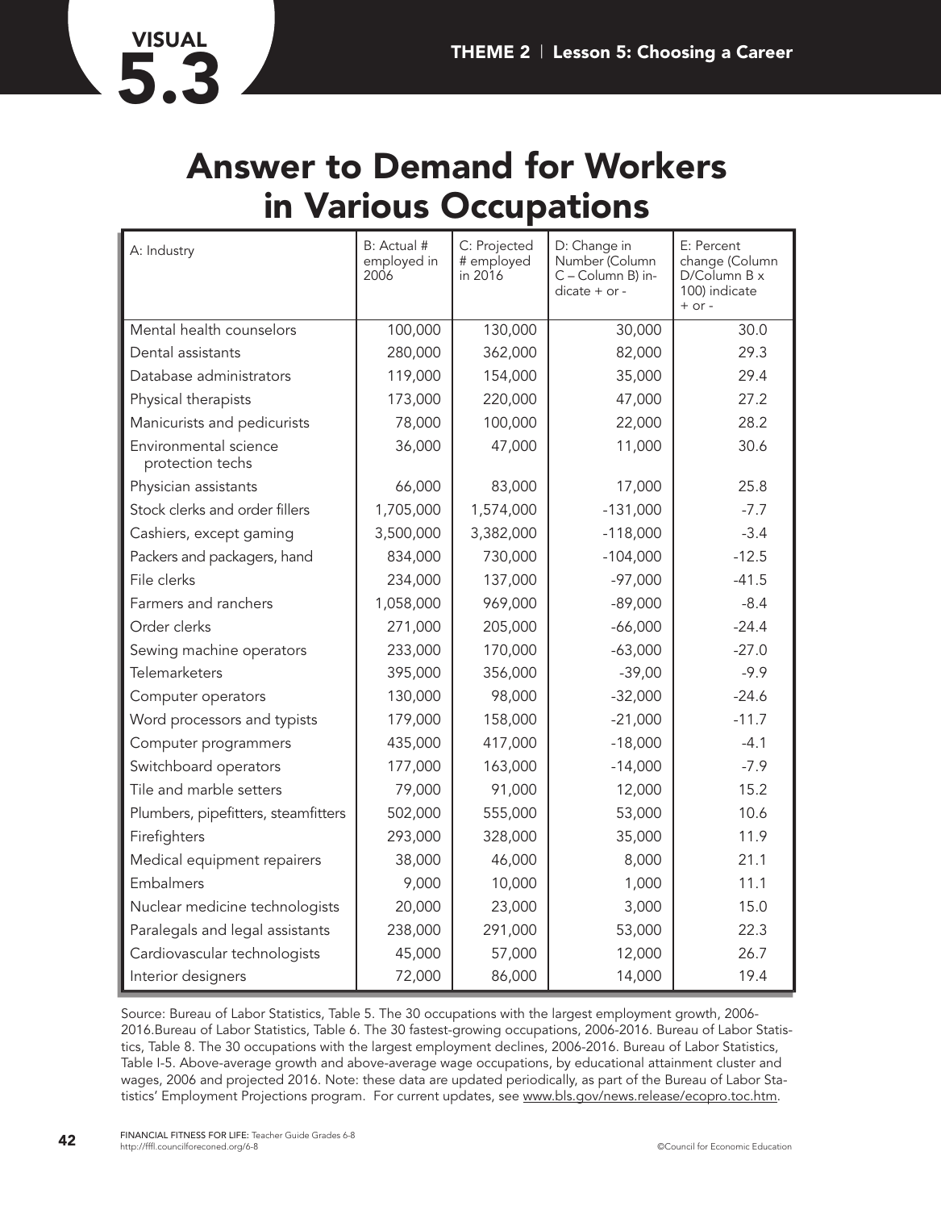# VISUAL 5.3

# Answer to Demand for Workers in Various Occupations

| A: Industry | B: Actual # employed in 2006 | C: Projected # employed in 2016 | D: Change in Number (Column C – Column B) indicate + or - | E: Percent change (Column D/Column B x 100) indicate + or - |
|---|---|---|---|---|
| Mental health counselors | 100,000 | 130,000 | 30,000 | 30.0 |
| Dental assistants | 280,000 | 362,000 | 82,000 | 29.3 |
| Database administrators | 119,000 | 154,000 | 35,000 | 29.4 |
| Physical therapists | 173,000 | 220,000 | 47,000 | 27.2 |
| Manicurists and pedicurists | 78,000 | 100,000 | 22,000 | 28.2 |
| Environmental science protection techs | 36,000 | 47,000 | 11,000 | 30.6 |
| Physician assistants | 66,000 | 83,000 | 17,000 | 25.8 |
| Stock clerks and order fillers | 1,705,000 | 1,574,000 | -131,000 | -7.7 |
| Cashiers, except gaming | 3,500,000 | 3,382,000 | -118,000 | -3.4 |
| Packers and packagers, hand | 834,000 | 730,000 | -104,000 | -12.5 |
| File clerks | 234,000 | 137,000 | -97,000 | -41.5 |
| Farmers and ranchers | 1,058,000 | 969,000 | -89,000 | -8.4 |
| Order clerks | 271,000 | 205,000 | -66,000 | -24.4 |
| Sewing machine operators | 233,000 | 170,000 | -63,000 | -27.0 |
| Telemarketers | 395,000 | 356,000 | -39,00 | -9.9 |
| Computer operators | 130,000 | 98,000 | -32,000 | -24.6 |
| Word processors and typists | 179,000 | 158,000 | -21,000 | -11.7 |
| Computer programmers | 435,000 | 417,000 | -18,000 | -4.1 |
| Switchboard operators | 177,000 | 163,000 | -14,000 | -7.9 |
| Tile and marble setters | 79,000 | 91,000 | 12,000 | 15.2 |
| Plumbers, pipefitters, steamfitters | 502,000 | 555,000 | 53,000 | 10.6 |
| Firefighters | 293,000 | 328,000 | 35,000 | 11.9 |
| Medical equipment repairers | 38,000 | 46,000 | 8,000 | 21.1 |
| Embalmers | 9,000 | 10,000 | 1,000 | 11.1 |
| Nuclear medicine technologists | 20,000 | 23,000 | 3,000 | 15.0 |
| Paralegals and legal assistants | 238,000 | 291,000 | 53,000 | 22.3 |
| Cardiovascular technologists | 45,000 | 57,000 | 12,000 | 26.7 |
| Interior designers | 72,000 | 86,000 | 14,000 | 19.4 |

Source: Bureau of Labor Statistics, Table 5. The 30 occupations with the largest employment growth, 2006-2016.Bureau of Labor Statistics, Table 6. The 30 fastest-growing occupations, 2006-2016. Bureau of Labor Statistics, Table 8. The 30 occupations with the largest employment declines, 2006-2016. Bureau of Labor Statistics, Table I-5. Above-average growth and above-average wage occupations, by educational attainment cluster and wages, 2006 and projected 2016. Note: these data are updated periodically, as part of the Bureau of Labor Statistics' Employment Projections program. For current updates, see www.bls.gov/news.release/ecopro.toc.htm.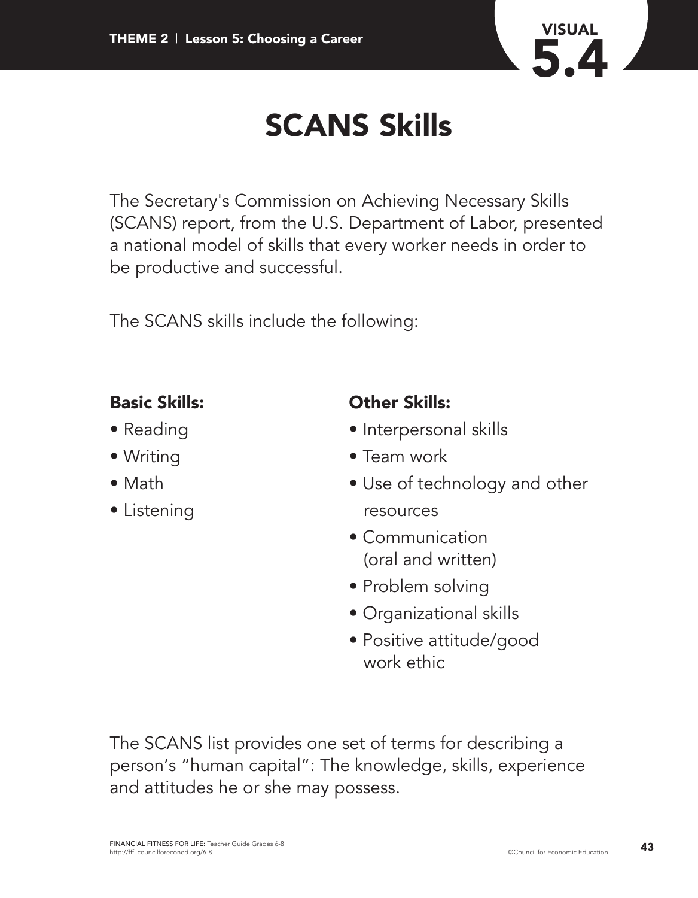# SCANS Skills

The Secretary's Commission on Achieving Necessary Skills (SCANS) report, from the U.S. Department of Labor, presented a national model of skills that every worker needs in order to be productive and successful.

The SCANS skills include the following:

**Basic Skills:**

- Reading
- Writing
- Math
- Listening

**Other Skills:**

- Interpersonal skills
- Team work
- Use of technology and other resources
- Communication (oral and written)
- Problem solving
- Organizational skills
- Positive attitude/good work ethic

The SCANS list provides one set of terms for describing a person's "human capital": The knowledge, skills, experience and attitudes he or she may possess.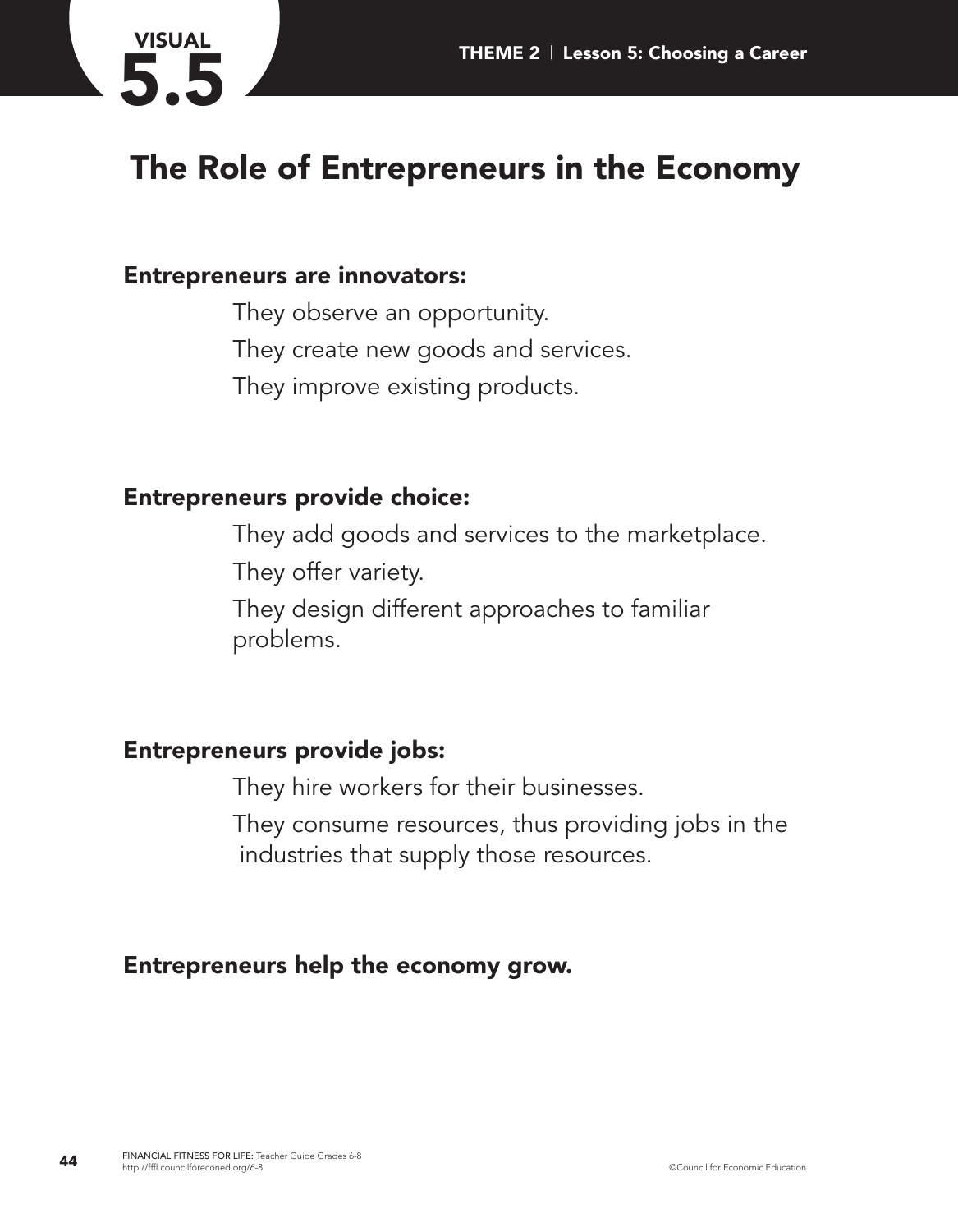VISUAL

# 5.5

## The Role of Entrepreneurs in the Economy

**Entrepreneurs are innovators:**

They observe an opportunity.

They create new goods and services.

They improve existing products.

**Entrepreneurs provide choice:**

They add goods and services to the marketplace.

They offer variety.

They design different approaches to familiar problems.

**Entrepreneurs provide jobs:**

They hire workers for their businesses.

They consume resources, thus providing jobs in the industries that supply those resources.

**Entrepreneurs help the economy grow.**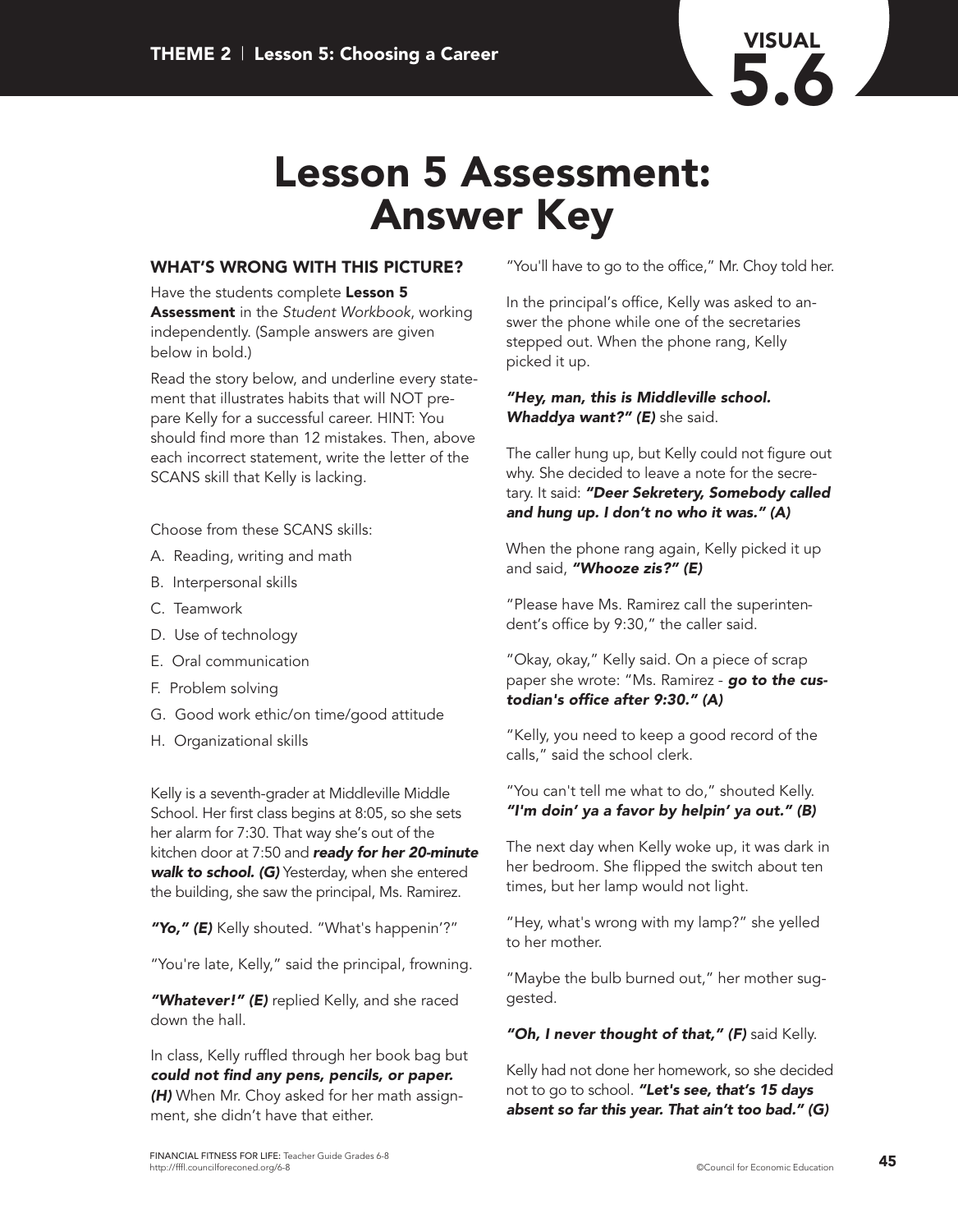# Lesson 5 Assessment: Answer Key

### WHAT'S WRONG WITH THIS PICTURE?

Have the students complete **Lesson 5 Assessment** in the *Student Workbook*, working independently. (Sample answers are given below in bold.)

Read the story below, and underline every statement that illustrates habits that will NOT prepare Kelly for a successful career. HINT: You should find more than 12 mistakes. Then, above each incorrect statement, write the letter of the SCANS skill that Kelly is lacking.

Choose from these SCANS skills:

A. Reading, writing and math
B. Interpersonal skills
C. Teamwork
D. Use of technology
E. Oral communication
F. Problem solving
G. Good work ethic/on time/good attitude
H. Organizational skills

Kelly is a seventh-grader at Middleville Middle School. Her first class begins at 8:05, so she sets her alarm for 7:30. That way she's out of the kitchen door at 7:50 and ***ready for her 20-minute walk to school. (G)*** Yesterday, when she entered the building, she saw the principal, Ms. Ramirez.

***"Yo," (E)*** Kelly shouted. "What's happenin'?"

"You're late, Kelly," said the principal, frowning.

***"Whatever!" (E)*** replied Kelly, and she raced down the hall.

In class, Kelly ruffled through her book bag but ***could not find any pens, pencils, or paper. (H)*** When Mr. Choy asked for her math assignment, she didn't have that either.

"You'll have to go to the office," Mr. Choy told her.

In the principal's office, Kelly was asked to answer the phone while one of the secretaries stepped out. When the phone rang, Kelly picked it up.

***"Hey, man, this is Middleville school. Whaddya want?" (E)*** she said.

The caller hung up, but Kelly could not figure out why. She decided to leave a note for the secretary. It said: ***"Deer Sekretery, Somebody called and hung up. I don't no who it was." (A)***

When the phone rang again, Kelly picked it up and said, ***"Whooze zis?" (E)***

"Please have Ms. Ramirez call the superintendent's office by 9:30," the caller said.

"Okay, okay," Kelly said. On a piece of scrap paper she wrote: "Ms. Ramirez - ***go to the custodian's office after 9:30." (A)***

"Kelly, you need to keep a good record of the calls," said the school clerk.

"You can't tell me what to do," shouted Kelly. ***"I'm doin' ya a favor by helpin' ya out." (B)***

The next day when Kelly woke up, it was dark in her bedroom. She flipped the switch about ten times, but her lamp would not light.

"Hey, what's wrong with my lamp?" she yelled to her mother.

"Maybe the bulb burned out," her mother suggested.

***"Oh, I never thought of that," (F)*** said Kelly.

Kelly had not done her homework, so she decided not to go to school. ***"Let's see, that's 15 days absent so far this year. That ain't too bad." (G)***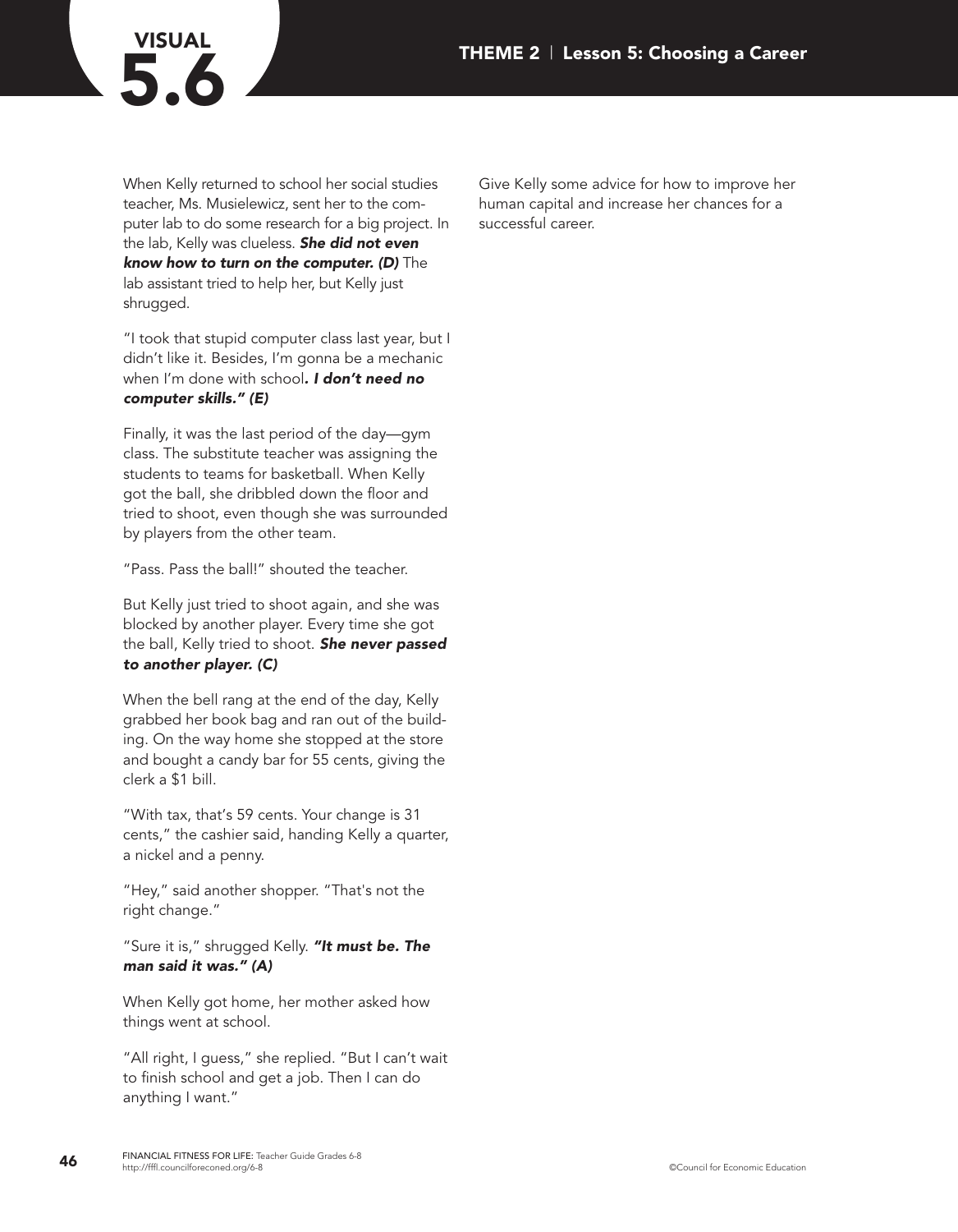When Kelly returned to school her social studies teacher, Ms. Musielewicz, sent her to the computer lab to do some research for a big project. In the lab, Kelly was clueless. ***She did not even know how to turn on the computer. (D)*** The lab assistant tried to help her, but Kelly just shrugged.

"I took that stupid computer class last year, but I didn't like it. Besides, I'm gonna be a mechanic when I'm done with school***. I don't need no computer skills." (E)***

Finally, it was the last period of the day—gym class. The substitute teacher was assigning the students to teams for basketball. When Kelly got the ball, she dribbled down the floor and tried to shoot, even though she was surrounded by players from the other team.

"Pass. Pass the ball!" shouted the teacher.

But Kelly just tried to shoot again, and she was blocked by another player. Every time she got the ball, Kelly tried to shoot. ***She never passed to another player. (C)***

When the bell rang at the end of the day, Kelly grabbed her book bag and ran out of the building. On the way home she stopped at the store and bought a candy bar for 55 cents, giving the clerk a $1 bill.

"With tax, that's 59 cents. Your change is 31 cents," the cashier said, handing Kelly a quarter, a nickel and a penny.

"Hey," said another shopper. "That's not the right change."

"Sure it is," shrugged Kelly. ***"It must be. The man said it was." (A)***

When Kelly got home, her mother asked how things went at school.

"All right, I guess," she replied. "But I can't wait to finish school and get a job. Then I can do anything I want."

Give Kelly some advice for how to improve her human capital and increase her chances for a successful career.